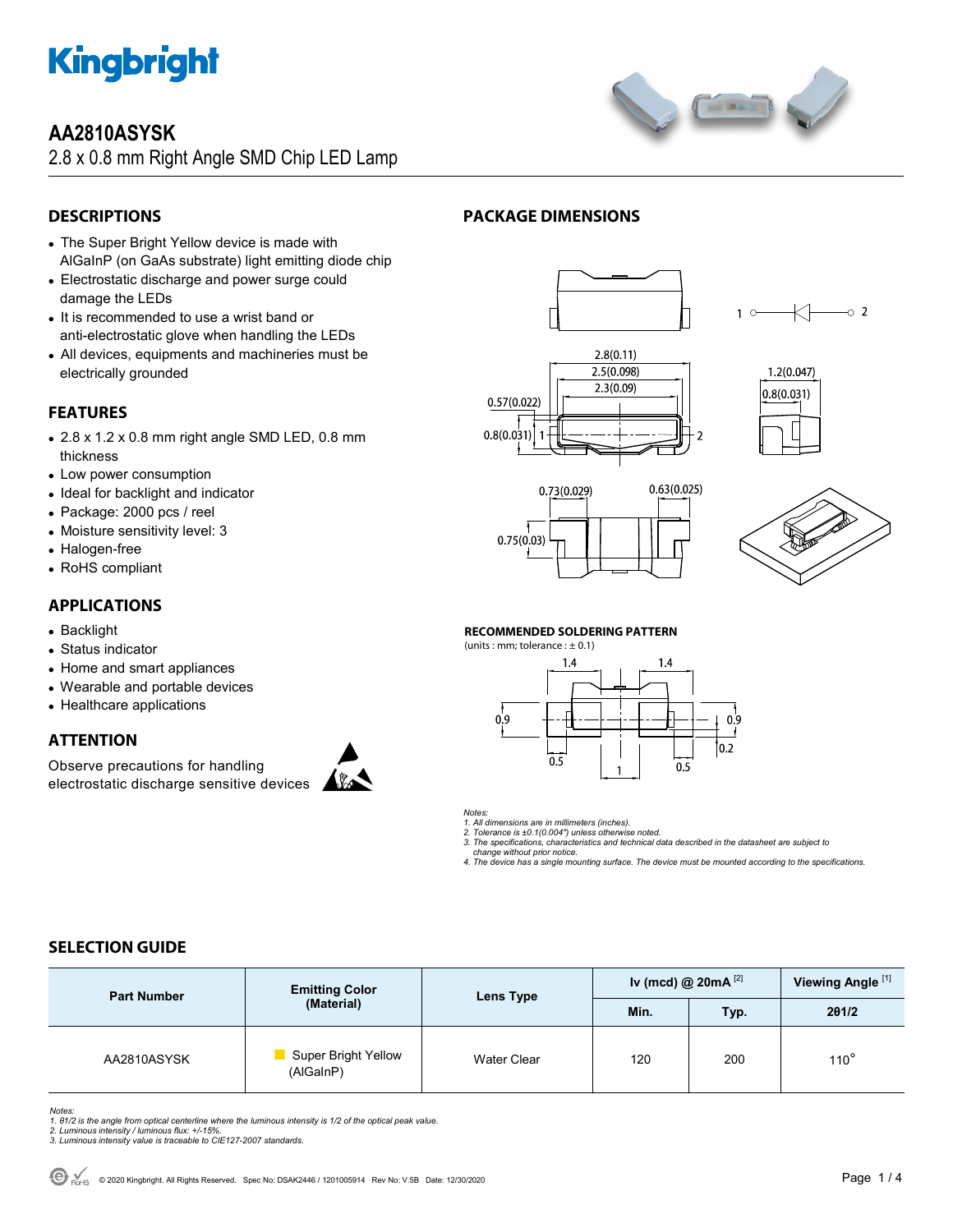# Kingbright

## AA2810ASYSK

2.8 x 0.8 mm Right Angle SMD Chip LED Lamp

## DESCRIPTIONS

- The Super Bright Yellow device is made with AlGaInP (on GaAs substrate) light emitting diode chip
- Electrostatic discharge and power surge could damage the LEDs
- It is recommended to use a wrist band or anti-electrostatic glove when handling the LEDs
- All devices, equipments and machineries must be electrically grounded

## FEATURES

- 2.8 x 1.2 x 0.8 mm right angle SMD LED, 0.8 mm thickness
- Low power consumption
- Ideal for backlight and indicator
- Package: 2000 pcs / reel
- Moisture sensitivity level: 3
- Halogen-free
- RoHS compliant

## APPLICATIONS

- Backlight
- Status indicator
- Home and smart appliances
- Wearable and portable devices
- Healthcare applications

## ATTENTION

Observe precautions for handling electrostatic discharge sensitive devices

## PACKAGE DIMENSIONS

### RECOMMENDED SOLDERING PATTERN

(units : mm; tolerance : ± 0.1)

*Notes:*
*1. All dimensions are in millimeters (inches).*
*2. Tolerance is ±0.1(0.004") unless otherwise noted.*
*3. The specifications, characteristics and technical data described in the datasheet are subject to change without prior notice.*
*4. The device has a single mounting surface. The device must be mounted according to the specifications.*

## SELECTION GUIDE

| Part Number | Emitting Color (Material) | Lens Type | Iv (mcd) @ 20mA [2] | | Viewing Angle [1] |
|---|---|---|---|---|---|
| | | | Min. | Typ. | 2θ1/2 |
| AA2810ASYSK | Super Bright Yellow (AlGaInP) | Water Clear | 120 | 200 | 110° |

*Notes:*
*1. θ1/2 is the angle from optical centerline where the luminous intensity is 1/2 of the optical peak value.*
*2. Luminous intensity / luminous flux: +/-15%.*
*3. Luminous intensity value is traceable to CIE127-2007 standards.*

© 2020 Kingbright. All Rights Reserved. Spec No: DSAK2446 / 1201005914 Rev No: V.5B Date: 12/30/2020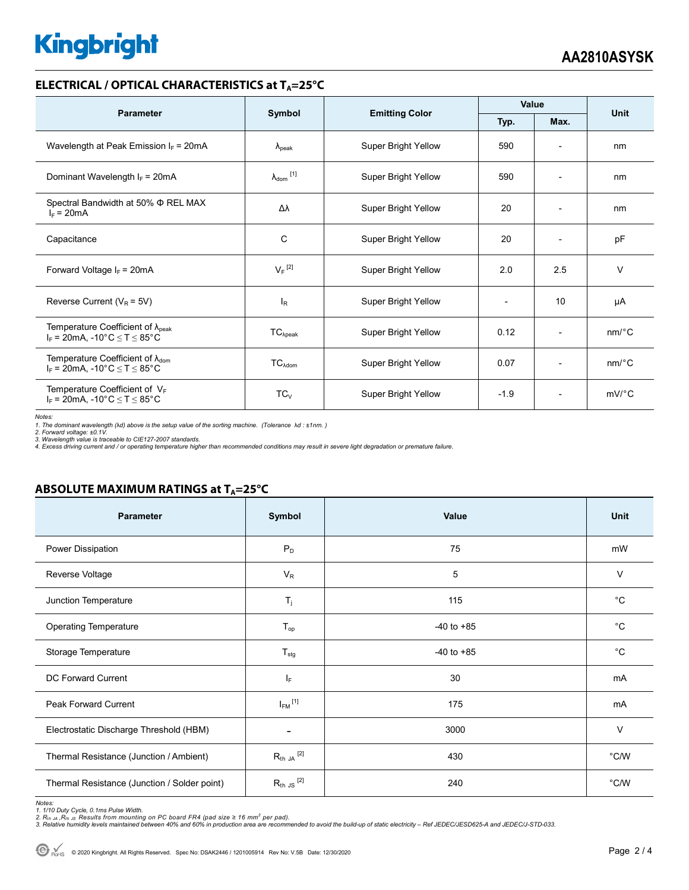## ELECTRICAL / OPTICAL CHARACTERISTICS at $T_A$=25°C

| Parameter | Symbol | Emitting Color | Value | | Unit |
|---|---|---|---|---|---|
| | | | Typ. | Max. | |
| Wavelength at Peak Emission $I_F$ = 20mA | $\lambda_{peak}$ | Super Bright Yellow | 590 | - | nm |
| Dominant Wavelength $I_F$ = 20mA | $\lambda_{dom}$ [1] | Super Bright Yellow | 590 | - | nm |
| Spectral Bandwidth at 50% Φ REL MAX $I_F$ = 20mA | Δλ | Super Bright Yellow | 20 | - | nm |
| Capacitance | C | Super Bright Yellow | 20 | - | pF |
| Forward Voltage $I_F$ = 20mA | $V_F$ [2] | Super Bright Yellow | 2.0 | 2.5 | V |
| Reverse Current ($V_R$ = 5V) | $I_R$ | Super Bright Yellow | - | 10 | μA |
| Temperature Coefficient of $\lambda_{peak}$ $I_F$ = 20mA, -10°C ≤ T ≤ 85°C | $TC_{\lambda peak}$ | Super Bright Yellow | 0.12 | - | nm/°C |
| Temperature Coefficient of $\lambda_{dom}$ $I_F$ = 20mA, -10°C ≤ T ≤ 85°C | $TC_{\lambda dom}$ | Super Bright Yellow | 0.07 | - | nm/°C |
| Temperature Coefficient of $V_F$ $I_F$ = 20mA, -10°C ≤ T ≤ 85°C | $TC_V$ | Super Bright Yellow | -1.9 | - | mV/°C |

*Notes:*
*1. The dominant wavelength (λd) above is the setup value of the sorting machine. (Tolerance λd : ±1nm. )*
*2. Forward voltage: ±0.1V.*
*3. Wavelength value is traceable to CIE127-2007 standards.*
*4. Excess driving current and / or operating temperature higher than recommended conditions may result in severe light degradation or premature failure.*

## ABSOLUTE MAXIMUM RATINGS at $T_A$=25°C

| Parameter | Symbol | Value | Unit |
|---|---|---|---|
| Power Dissipation | $P_D$ | 75 | mW |
| Reverse Voltage | $V_R$ | 5 | V |
| Junction Temperature | $T_j$ | 115 | °C |
| Operating Temperature | $T_{op}$ | -40 to +85 | °C |
| Storage Temperature | $T_{stg}$ | -40 to +85 | °C |
| DC Forward Current | $I_F$ | 30 | mA |
| Peak Forward Current | $I_{FM}$ [1] | 175 | mA |
| Electrostatic Discharge Threshold (HBM) | - | 3000 | V |
| Thermal Resistance (Junction / Ambient) | $R_{th\ JA}$ [2] | 430 | °C/W |
| Thermal Resistance (Junction / Solder point) | $R_{th\ JS}$ [2] | 240 | °C/W |

*Notes:*
*1. 1/10 Duty Cycle, 0.1ms Pulse Width.*
*2. $R_{th\ JA}$ ,$R_{th\ JS}$ Results from mounting on PC board FR4 (pad size ≥ 16 $mm^2$ per pad).*
*3. Relative humidity levels maintained between 40% and 60% in production area are recommended to avoid the build-up of static electricity – Ref JEDEC/JESD625-A and JEDEC/J-STD-033.*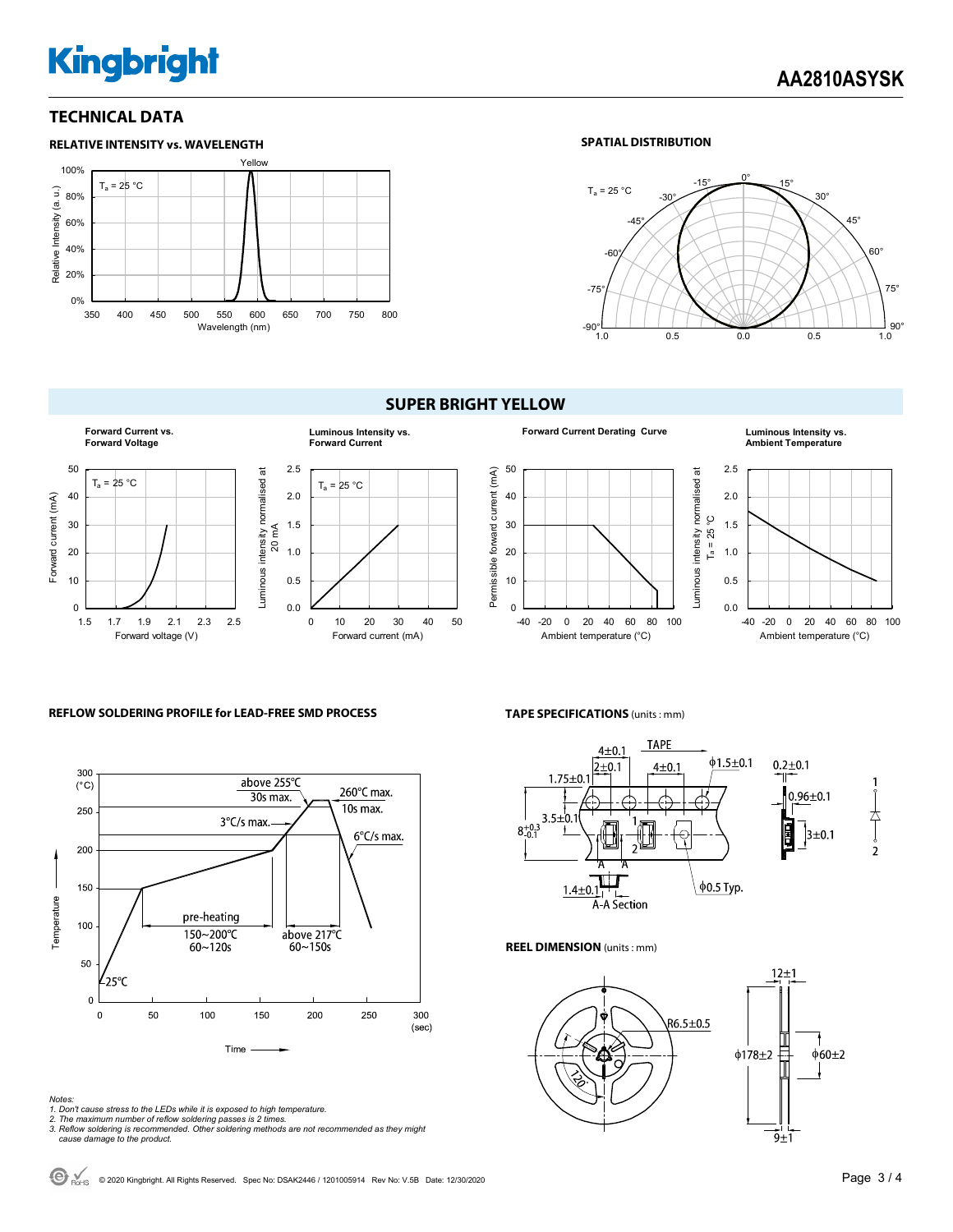## TECHNICAL DATA

**RELATIVE INTENSITY vs. WAVELENGTH**

**SPATIAL DISTRIBUTION**

## SUPER BRIGHT YELLOW

**Forward Current vs. Forward Voltage**

**Luminous Intensity vs. Forward Current**

**Forward Current Derating Curve**

**Luminous Intensity vs. Ambient Temperature**

**REFLOW SOLDERING PROFILE for LEAD-FREE SMD PROCESS**

**TAPE SPECIFICATIONS** (units : mm)

**REEL DIMENSION** (units : mm)

*Notes:*
*1. Don't cause stress to the LEDs while it is exposed to high temperature.*
*2. The maximum number of reflow soldering passes is 2 times.*
*3. Reflow soldering is recommended. Other soldering methods are not recommended as they might cause damage to the product.*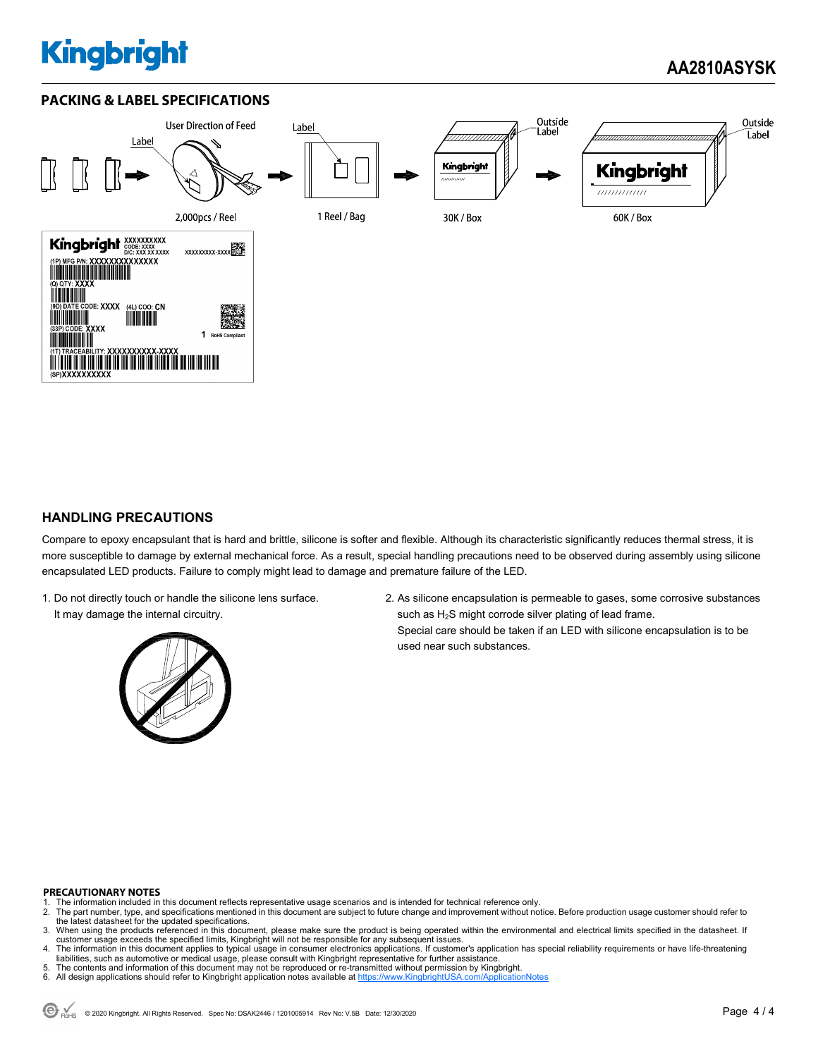## PACKING & LABEL SPECIFICATIONS

User Direction of Feed

Label

Label

Outside Label

Outside Label

2,000pcs / Reel

1 Reel / Bag

30K / Box

60K / Box

## HANDLING PRECAUTIONS

Compare to epoxy encapsulant that is hard and brittle, silicone is softer and flexible. Although its characteristic significantly reduces thermal stress, it is more susceptible to damage by external mechanical force. As a result, special handling precautions need to be observed during assembly using silicone encapsulated LED products. Failure to comply might lead to damage and premature failure of the LED.

1. Do not directly touch or handle the silicone lens surface. It may damage the internal circuitry.
2. As silicone encapsulation is permeable to gases, some corrosive substances such as $H_2S$ might corrode silver plating of lead frame. Special care should be taken if an LED with silicone encapsulation is to be used near such substances.

**PRECAUTIONARY NOTES**

1. The information included in this document reflects representative usage scenarios and is intended for technical reference only.
2. The part number, type, and specifications mentioned in this document are subject to future change and improvement without notice. Before production usage customer should refer to the latest datasheet for the updated specifications.
3. When using the products referenced in this document, please make sure the product is being operated within the environmental and electrical limits specified in the datasheet. If customer usage exceeds the specified limits, Kingbright will not be responsible for any subsequent issues.
4. The information in this document applies to typical usage in consumer electronics applications. If customer's application has special reliability requirements or have life-threatening liabilities, such as automotive or medical usage, please consult with Kingbright representative for further assistance.
5. The contents and information of this document may not be reproduced or re-transmitted without permission by Kingbright.
6. All design applications should refer to Kingbright application notes available at https://www.KingbrightUSA.com/ApplicationNotes

© 2020 Kingbright. All Rights Reserved. Spec No: DSAK2446 / 1201005914 Rev No: V.5B Date: 12/30/2020